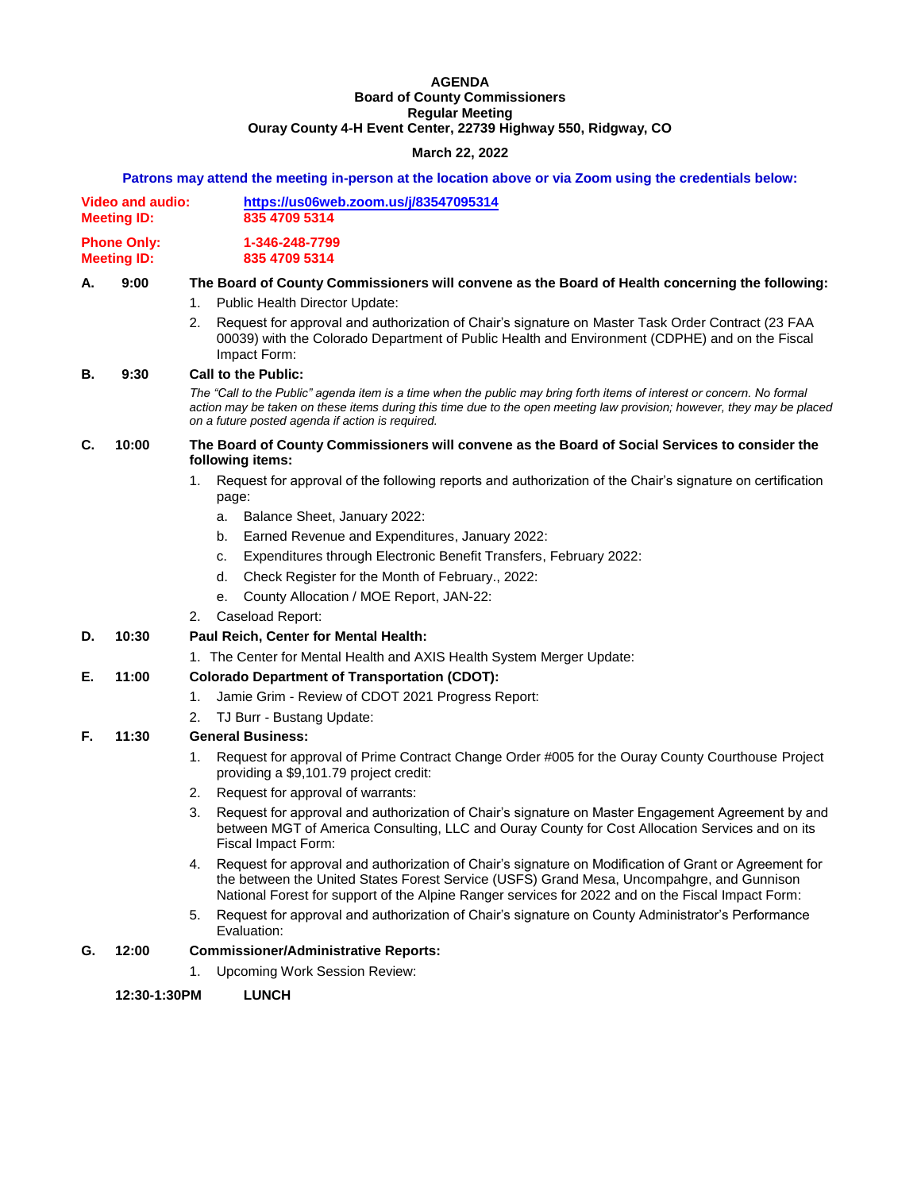# AGENDA

**Board of County Commissioners**
**Regular Meeting**
**Ouray County 4-H Event Center, 22739 Highway 550, Ridgway, CO**

**March 22, 2022**

**Patrons may attend the meeting in-person at the location above or via Zoom using the credentials below:**

**Video and audio:** **https://us06web.zoom.us/j/83547095314**
**Meeting ID:** **835 4709 5314**

**Phone Only:** **1-346-248-7799**
**Meeting ID:** **835 4709 5314**

**A. 9:00 The Board of County Commissioners will convene as the Board of Health concerning the following:**

1. Public Health Director Update:
2. Request for approval and authorization of Chair's signature on Master Task Order Contract (23 FAA 00039) with the Colorado Department of Public Health and Environment (CDPHE) and on the Fiscal Impact Form:

**B. 9:30 Call to the Public:**

*The "Call to the Public" agenda item is a time when the public may bring forth items of interest or concern. No formal action may be taken on these items during this time due to the open meeting law provision; however, they may be placed on a future posted agenda if action is required.*

**C. 10:00 The Board of County Commissioners will convene as the Board of Social Services to consider the following items:**

1. Request for approval of the following reports and authorization of the Chair's signature on certification page:
   a. Balance Sheet, January 2022:
   b. Earned Revenue and Expenditures, January 2022:
   c. Expenditures through Electronic Benefit Transfers, February 2022:
   d. Check Register for the Month of February., 2022:
   e. County Allocation / MOE Report, JAN-22:
2. Caseload Report:

**D. 10:30 Paul Reich, Center for Mental Health:**

1. The Center for Mental Health and AXIS Health System Merger Update:

**E. 11:00 Colorado Department of Transportation (CDOT):**

1. Jamie Grim - Review of CDOT 2021 Progress Report:
2. TJ Burr - Bustang Update:

**F. 11:30 General Business:**

1. Request for approval of Prime Contract Change Order #005 for the Ouray County Courthouse Project providing a $9,101.79 project credit:
2. Request for approval of warrants:
3. Request for approval and authorization of Chair's signature on Master Engagement Agreement by and between MGT of America Consulting, LLC and Ouray County for Cost Allocation Services and on its Fiscal Impact Form:
4. Request for approval and authorization of Chair's signature on Modification of Grant or Agreement for the between the United States Forest Service (USFS) Grand Mesa, Uncompahgre, and Gunnison National Forest for support of the Alpine Ranger services for 2022 and on the Fiscal Impact Form:
5. Request for approval and authorization of Chair's signature on County Administrator's Performance Evaluation:

**G. 12:00 Commissioner/Administrative Reports:**

1. Upcoming Work Session Review:

**12:30-1:30PM LUNCH**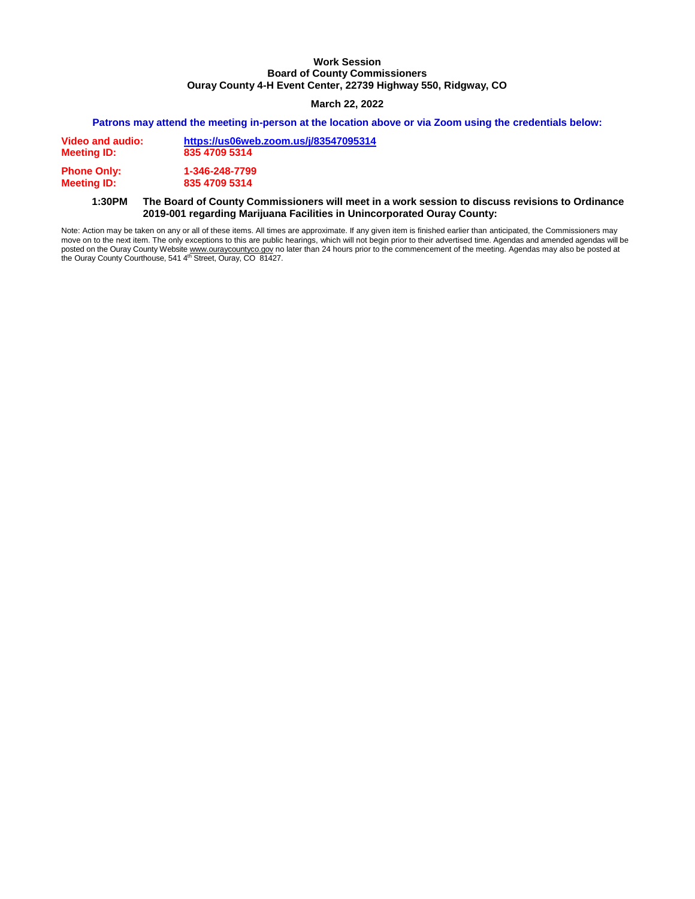**Work Session**
**Board of County Commissioners**
**Ouray County 4-H Event Center, 22739 Highway 550, Ridgway, CO**

**March 22, 2022**

**Patrons may attend the meeting in-person at the location above or via Zoom using the credentials below:**

**Video and audio:** **https://us06web.zoom.us/j/83547095314**
**Meeting ID:** **835 4709 5314**

**Phone Only:** **1-346-248-7799**
**Meeting ID:** **835 4709 5314**

**1:30PM** **The Board of County Commissioners will meet in a work session to discuss revisions to Ordinance 2019-001 regarding Marijuana Facilities in Unincorporated Ouray County:**

Note: Action may be taken on any or all of these items. All times are approximate. If any given item is finished earlier than anticipated, the Commissioners may move on to the next item. The only exceptions to this are public hearings, which will not begin prior to their advertised time. Agendas and amended agendas will be posted on the Ouray County Website www.ouraycountyco.gov no later than 24 hours prior to the commencement of the meeting. Agendas may also be posted at the Ouray County Courthouse, 541 4th Street, Ouray, CO 81427.